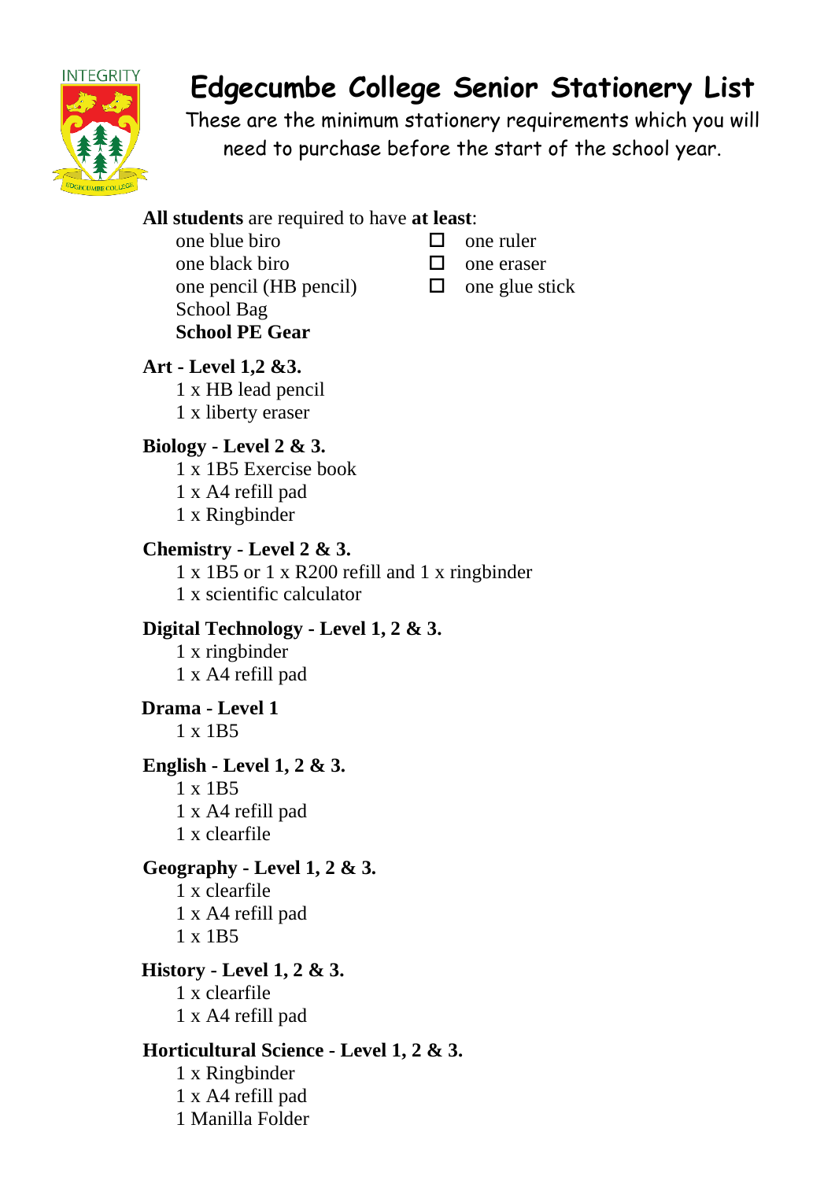# Edgecumbe College Senior Stationery List

These are the minimum stationery requirements which you will need to purchase before the start of the school year.

**All students** are required to have **at least**:

- one blue biro
- one black biro
- one pencil (HB pencil)
- School Bag
- **School PE Gear**

- ☐ one ruler
- ☐ one eraser
- ☐ one glue stick

**Art - Level 1,2 &3.**

1 x HB lead pencil
1 x liberty eraser

**Biology - Level 2 & 3.**

1 x 1B5 Exercise book
1 x A4 refill pad
1 x Ringbinder

**Chemistry - Level 2 & 3.**

1 x 1B5 or 1 x R200 refill and 1 x ringbinder
1 x scientific calculator

**Digital Technology - Level 1, 2 & 3.**

1 x ringbinder
1 x A4 refill pad

**Drama - Level 1**

1 x 1B5

**English - Level 1, 2 & 3.**

1 x 1B5
1 x A4 refill pad
1 x clearfile

**Geography - Level 1, 2 & 3.**

1 x clearfile
1 x A4 refill pad
1 x 1B5

**History - Level 1, 2 & 3.**

1 x clearfile
1 x A4 refill pad

**Horticultural Science - Level 1, 2 & 3.**

1 x Ringbinder
1 x A4 refill pad
1 Manilla Folder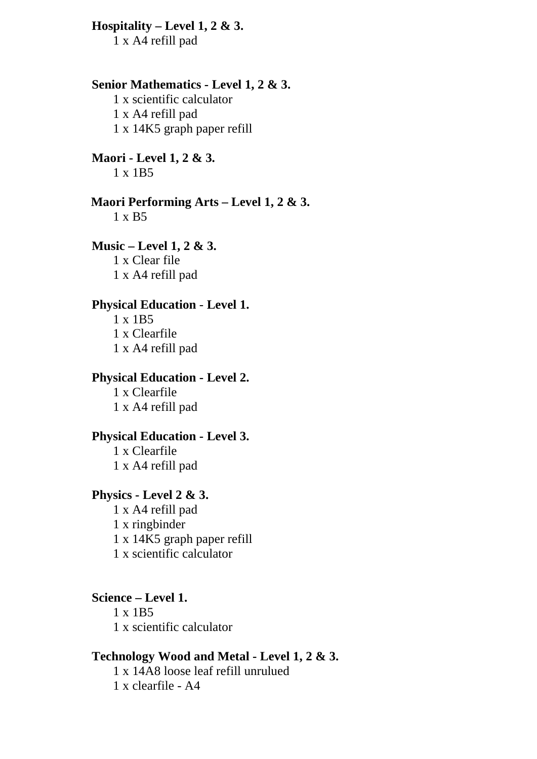**Hospitality – Level 1, 2 & 3.**

1 x A4 refill pad

**Senior Mathematics - Level 1, 2 & 3.**

1 x scientific calculator
1 x A4 refill pad
1 x 14K5 graph paper refill

**Maori - Level 1, 2 & 3.**

1 x 1B5

**Maori Performing Arts – Level 1, 2 & 3.**

1 x B5

**Music – Level 1, 2 & 3.**

1 x Clear file
1 x A4 refill pad

**Physical Education - Level 1.**

1 x 1B5
1 x Clearfile
1 x A4 refill pad

**Physical Education - Level 2.**

1 x Clearfile
1 x A4 refill pad

**Physical Education - Level 3.**

1 x Clearfile
1 x A4 refill pad

**Physics - Level 2 & 3.**

1 x A4 refill pad
1 x ringbinder
1 x 14K5 graph paper refill
1 x scientific calculator

**Science – Level 1.**

1 x 1B5
1 x scientific calculator

**Technology Wood and Metal - Level 1, 2 & 3.**

1 x 14A8 loose leaf refill unrulued
1 x clearfile - A4